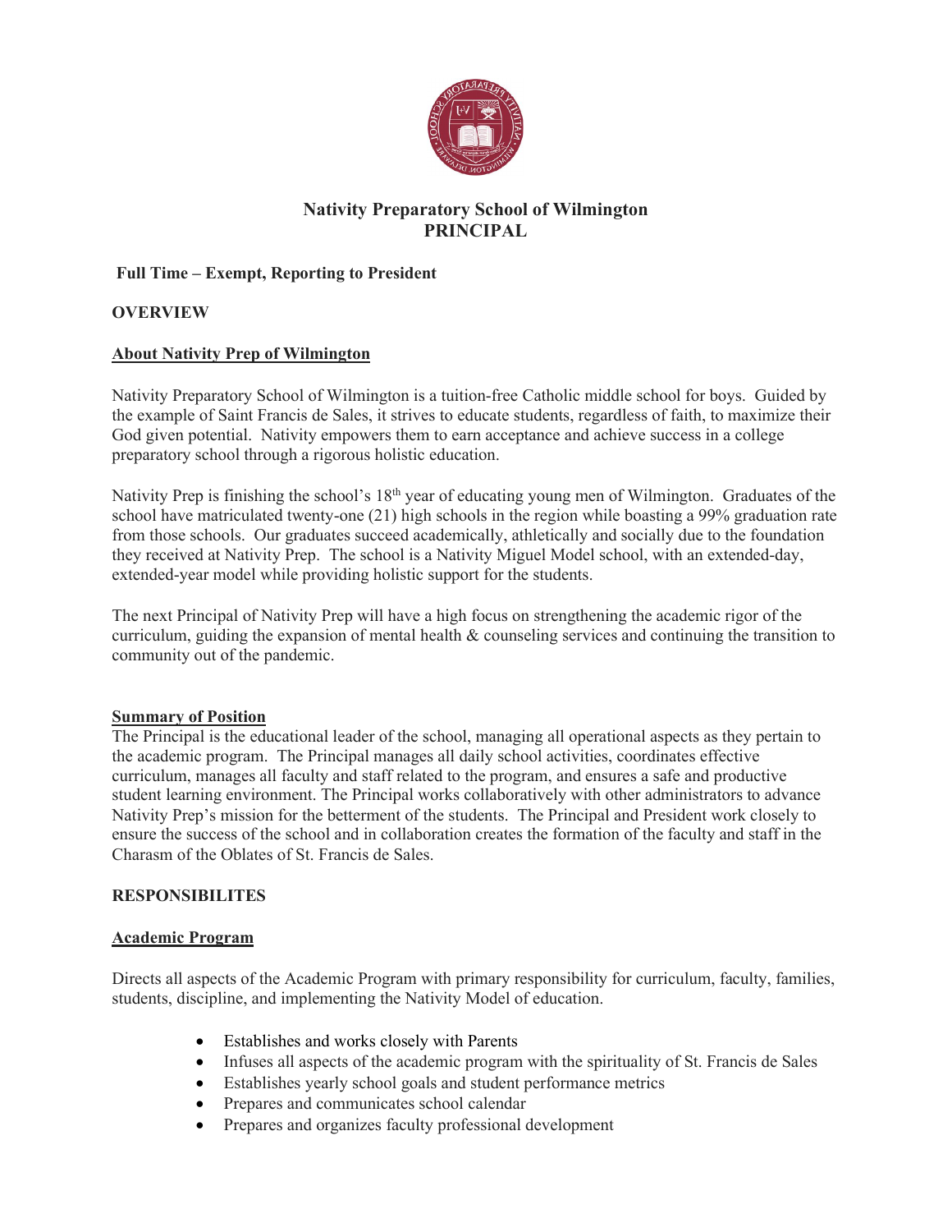# Nativity Preparatory School of Wilmington
# PRINCIPAL

**Full Time – Exempt, Reporting to President**

## OVERVIEW

### About Nativity Prep of Wilmington

Nativity Preparatory School of Wilmington is a tuition-free Catholic middle school for boys. Guided by the example of Saint Francis de Sales, it strives to educate students, regardless of faith, to maximize their God given potential. Nativity empowers them to earn acceptance and achieve success in a college preparatory school through a rigorous holistic education.

Nativity Prep is finishing the school's 18th year of educating young men of Wilmington. Graduates of the school have matriculated twenty-one (21) high schools in the region while boasting a 99% graduation rate from those schools. Our graduates succeed academically, athletically and socially due to the foundation they received at Nativity Prep. The school is a Nativity Miguel Model school, with an extended-day, extended-year model while providing holistic support for the students.

The next Principal of Nativity Prep will have a high focus on strengthening the academic rigor of the curriculum, guiding the expansion of mental health & counseling services and continuing the transition to community out of the pandemic.

### Summary of Position

The Principal is the educational leader of the school, managing all operational aspects as they pertain to the academic program. The Principal manages all daily school activities, coordinates effective curriculum, manages all faculty and staff related to the program, and ensures a safe and productive student learning environment. The Principal works collaboratively with other administrators to advance Nativity Prep's mission for the betterment of the students. The Principal and President work closely to ensure the success of the school and in collaboration creates the formation of the faculty and staff in the Charasm of the Oblates of St. Francis de Sales.

## RESPONSIBILITES

### Academic Program

Directs all aspects of the Academic Program with primary responsibility for curriculum, faculty, families, students, discipline, and implementing the Nativity Model of education.

- Establishes and works closely with Parents
- Infuses all aspects of the academic program with the spirituality of St. Francis de Sales
- Establishes yearly school goals and student performance metrics
- Prepares and communicates school calendar
- Prepares and organizes faculty professional development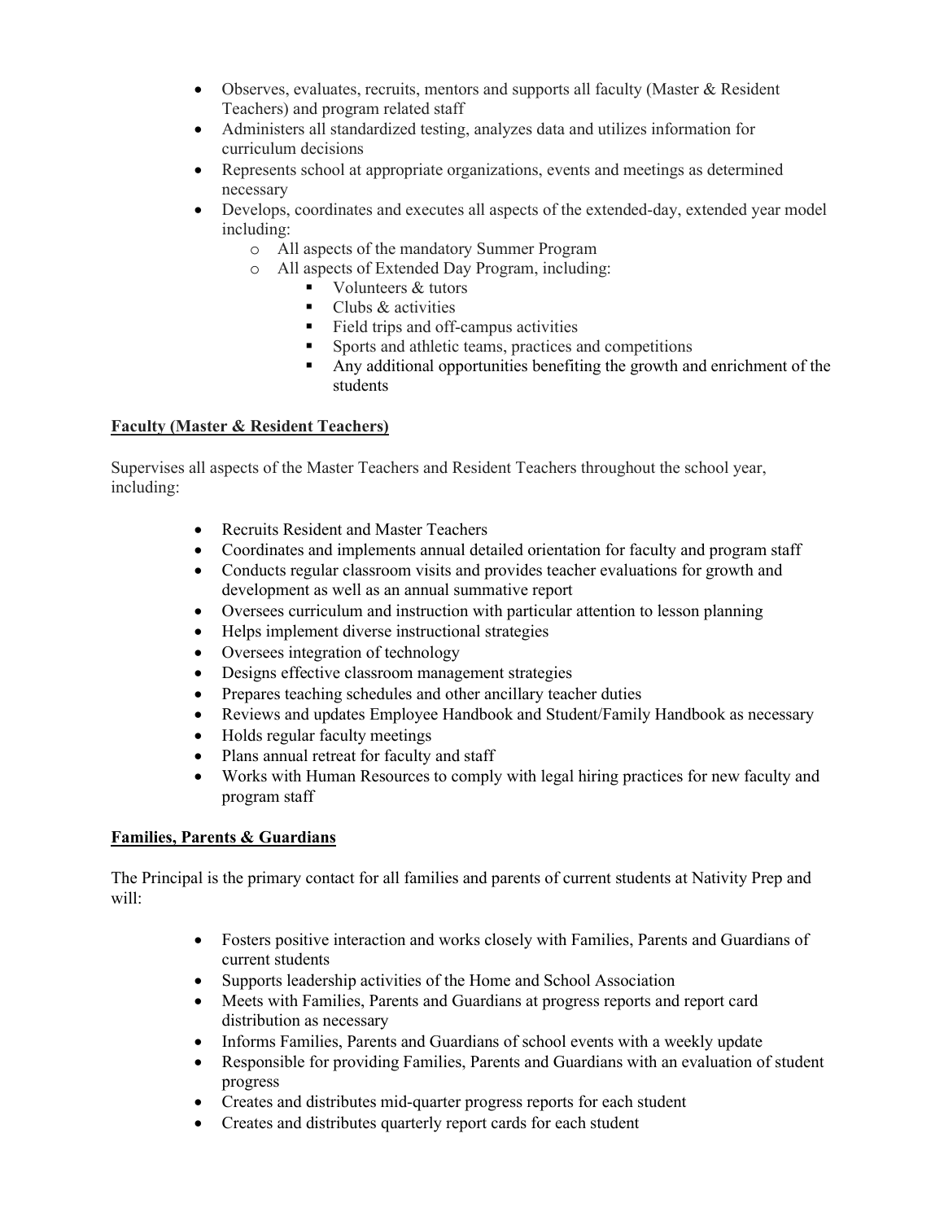- Observes, evaluates, recruits, mentors and supports all faculty (Master & Resident Teachers) and program related staff
- Administers all standardized testing, analyzes data and utilizes information for curriculum decisions
- Represents school at appropriate organizations, events and meetings as determined necessary
- Develops, coordinates and executes all aspects of the extended-day, extended year model including:
  - All aspects of the mandatory Summer Program
  - All aspects of Extended Day Program, including:
    - Volunteers & tutors
    - Clubs & activities
    - Field trips and off-campus activities
    - Sports and athletic teams, practices and competitions
    - Any additional opportunities benefiting the growth and enrichment of the students

**Faculty (Master & Resident Teachers)**

Supervises all aspects of the Master Teachers and Resident Teachers throughout the school year, including:

- Recruits Resident and Master Teachers
- Coordinates and implements annual detailed orientation for faculty and program staff
- Conducts regular classroom visits and provides teacher evaluations for growth and development as well as an annual summative report
- Oversees curriculum and instruction with particular attention to lesson planning
- Helps implement diverse instructional strategies
- Oversees integration of technology
- Designs effective classroom management strategies
- Prepares teaching schedules and other ancillary teacher duties
- Reviews and updates Employee Handbook and Student/Family Handbook as necessary
- Holds regular faculty meetings
- Plans annual retreat for faculty and staff
- Works with Human Resources to comply with legal hiring practices for new faculty and program staff

**Families, Parents & Guardians**

The Principal is the primary contact for all families and parents of current students at Nativity Prep and will:

- Fosters positive interaction and works closely with Families, Parents and Guardians of current students
- Supports leadership activities of the Home and School Association
- Meets with Families, Parents and Guardians at progress reports and report card distribution as necessary
- Informs Families, Parents and Guardians of school events with a weekly update
- Responsible for providing Families, Parents and Guardians with an evaluation of student progress
- Creates and distributes mid-quarter progress reports for each student
- Creates and distributes quarterly report cards for each student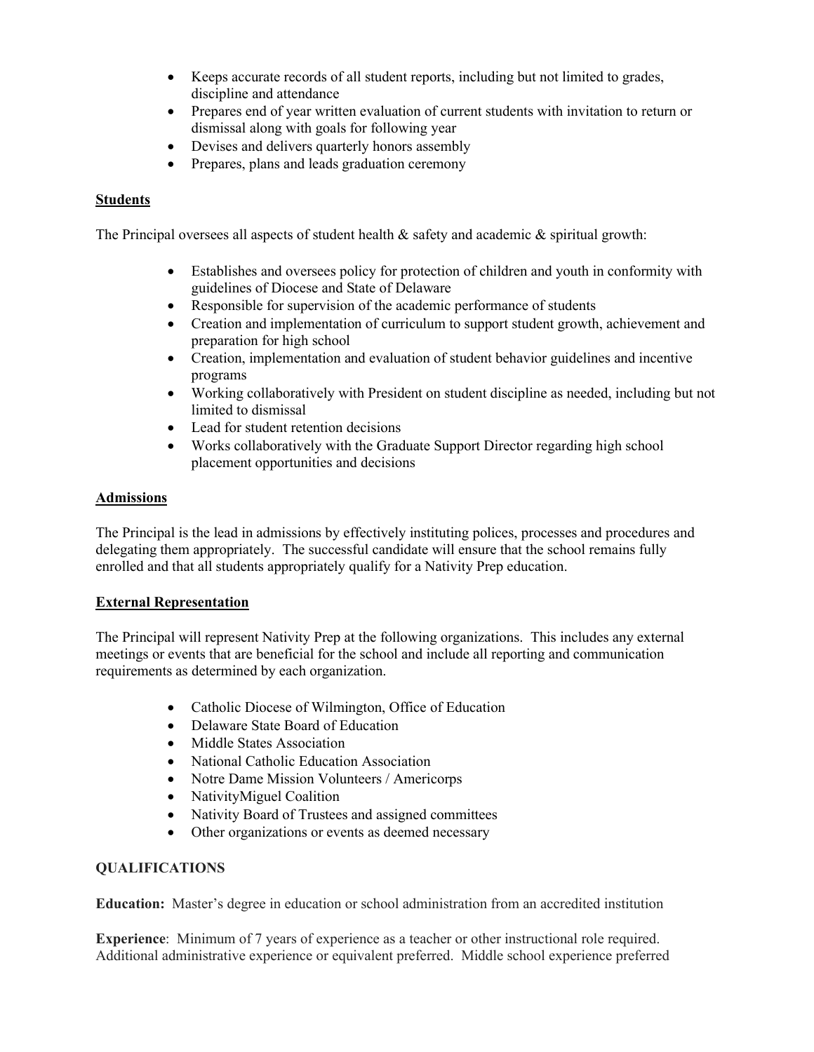- Keeps accurate records of all student reports, including but not limited to grades, discipline and attendance
- Prepares end of year written evaluation of current students with invitation to return or dismissal along with goals for following year
- Devises and delivers quarterly honors assembly
- Prepares, plans and leads graduation ceremony

**Students**

The Principal oversees all aspects of student health & safety and academic & spiritual growth:

- Establishes and oversees policy for protection of children and youth in conformity with guidelines of Diocese and State of Delaware
- Responsible for supervision of the academic performance of students
- Creation and implementation of curriculum to support student growth, achievement and preparation for high school
- Creation, implementation and evaluation of student behavior guidelines and incentive programs
- Working collaboratively with President on student discipline as needed, including but not limited to dismissal
- Lead for student retention decisions
- Works collaboratively with the Graduate Support Director regarding high school placement opportunities and decisions

**Admissions**

The Principal is the lead in admissions by effectively instituting polices, processes and procedures and delegating them appropriately. The successful candidate will ensure that the school remains fully enrolled and that all students appropriately qualify for a Nativity Prep education.

**External Representation**

The Principal will represent Nativity Prep at the following organizations. This includes any external meetings or events that are beneficial for the school and include all reporting and communication requirements as determined by each organization.

- Catholic Diocese of Wilmington, Office of Education
- Delaware State Board of Education
- Middle States Association
- National Catholic Education Association
- Notre Dame Mission Volunteers / Americorps
- NativityMiguel Coalition
- Nativity Board of Trustees and assigned committees
- Other organizations or events as deemed necessary

**QUALIFICATIONS**

**Education:** Master's degree in education or school administration from an accredited institution

**Experience**: Minimum of 7 years of experience as a teacher or other instructional role required. Additional administrative experience or equivalent preferred. Middle school experience preferred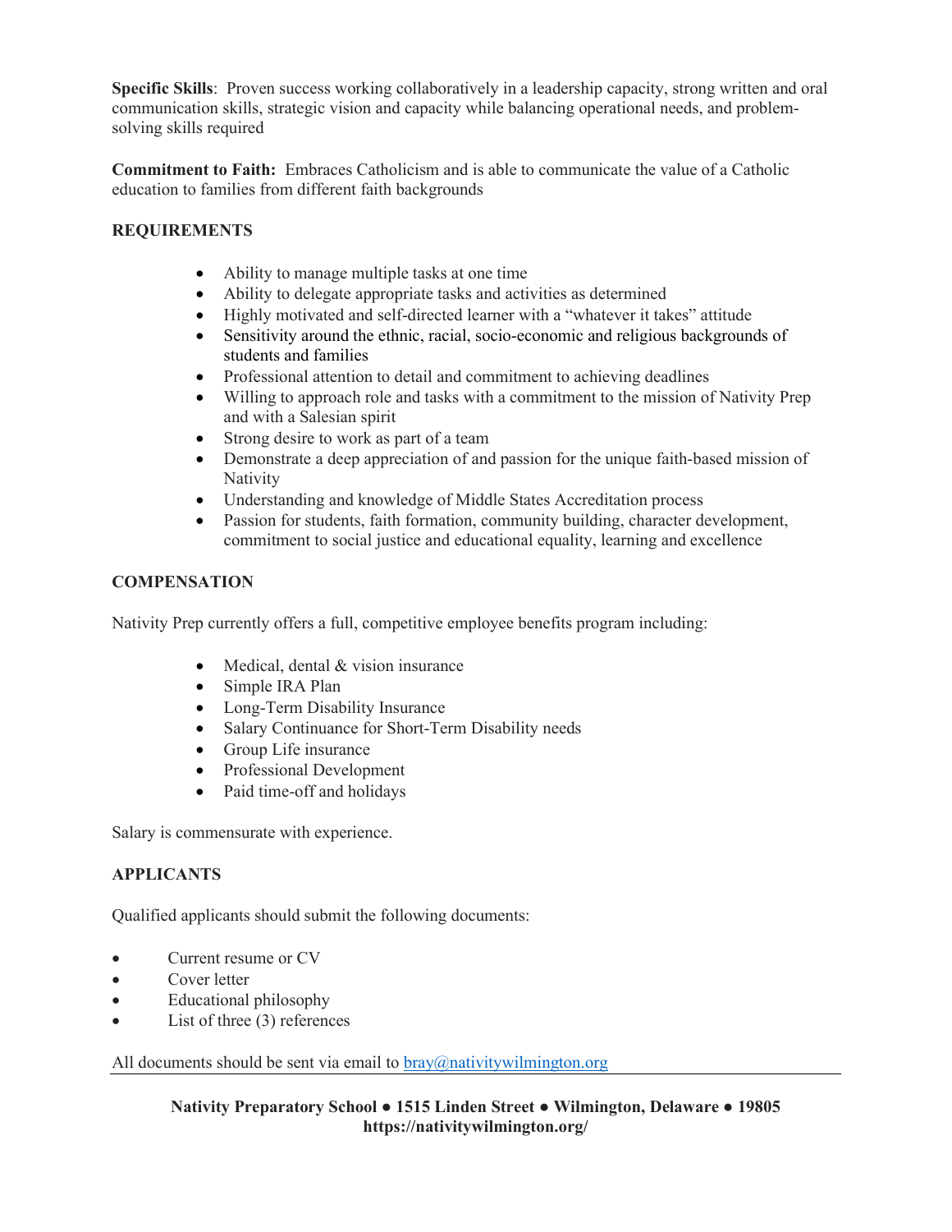**Specific Skills**: Proven success working collaboratively in a leadership capacity, strong written and oral communication skills, strategic vision and capacity while balancing operational needs, and problem-solving skills required

**Commitment to Faith:** Embraces Catholicism and is able to communicate the value of a Catholic education to families from different faith backgrounds

**REQUIREMENTS**

- Ability to manage multiple tasks at one time
- Ability to delegate appropriate tasks and activities as determined
- Highly motivated and self-directed learner with a "whatever it takes" attitude
- Sensitivity around the ethnic, racial, socio-economic and religious backgrounds of students and families
- Professional attention to detail and commitment to achieving deadlines
- Willing to approach role and tasks with a commitment to the mission of Nativity Prep and with a Salesian spirit
- Strong desire to work as part of a team
- Demonstrate a deep appreciation of and passion for the unique faith-based mission of Nativity
- Understanding and knowledge of Middle States Accreditation process
- Passion for students, faith formation, community building, character development, commitment to social justice and educational equality, learning and excellence

**COMPENSATION**

Nativity Prep currently offers a full, competitive employee benefits program including:

- Medical, dental & vision insurance
- Simple IRA Plan
- Long-Term Disability Insurance
- Salary Continuance for Short-Term Disability needs
- Group Life insurance
- Professional Development
- Paid time-off and holidays

Salary is commensurate with experience.

**APPLICANTS**

Qualified applicants should submit the following documents:

- Current resume or CV
- Cover letter
- Educational philosophy
- List of three (3) references

All documents should be sent via email to bray@nativitywilmington.org

**Nativity Preparatory School ● 1515 Linden Street ● Wilmington, Delaware ● 19805**
**https://nativitywilmington.org/**